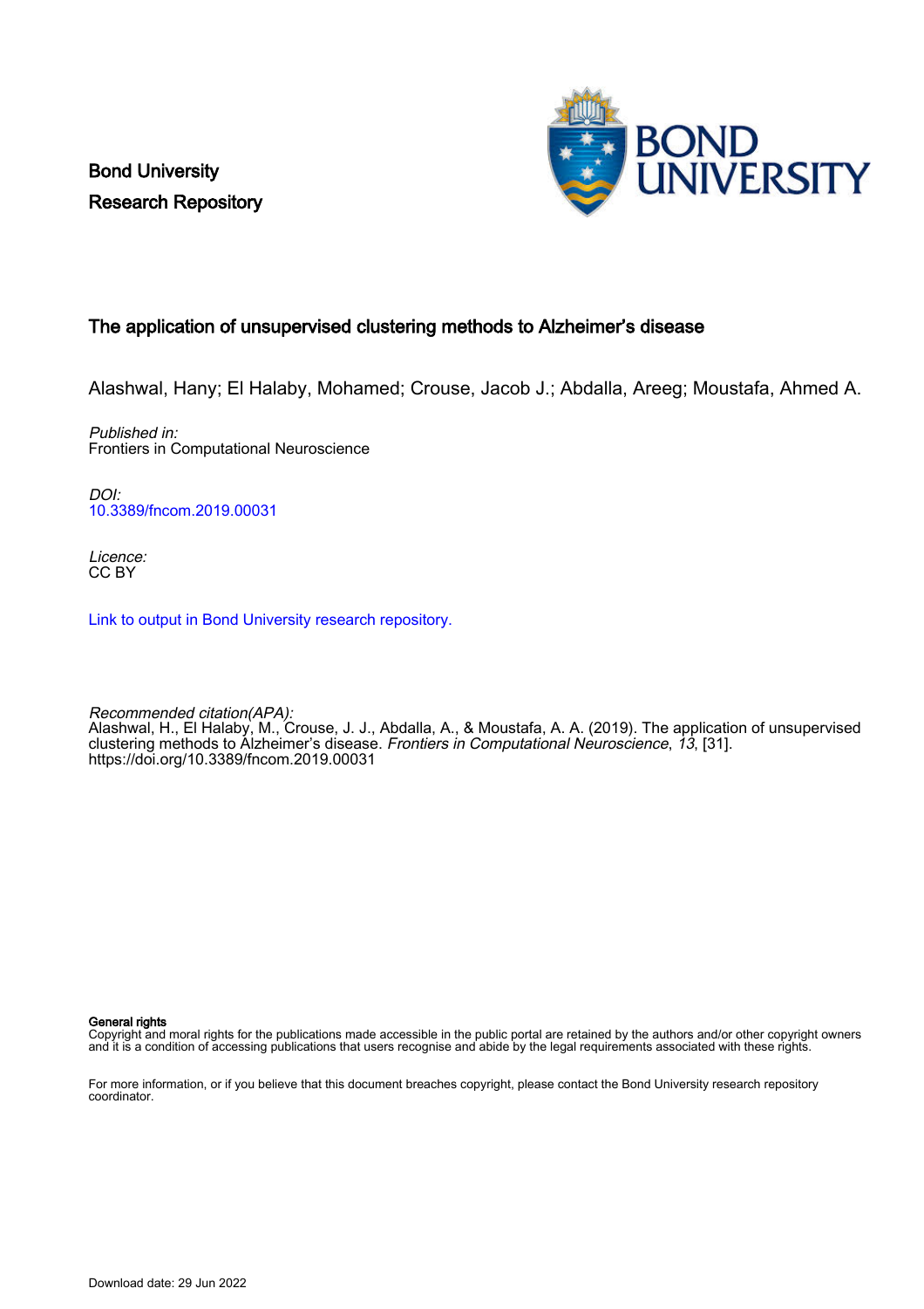Bond University
Research Repository

# The application of unsupervised clustering methods to Alzheimer's disease

Alashwal, Hany; El Halaby, Mohamed; Crouse, Jacob J.; Abdalla, Areeg; Moustafa, Ahmed A.

*Published in:*
Frontiers in Computational Neuroscience

*DOI:*
10.3389/fncom.2019.00031

*Licence:*
CC BY

Link to output in Bond University research repository.

*Recommended citation(APA):*
Alashwal, H., El Halaby, M., Crouse, J. J., Abdalla, A., & Moustafa, A. A. (2019). The application of unsupervised clustering methods to Alzheimer's disease. *Frontiers in Computational Neuroscience*, *13*, [31]. https://doi.org/10.3389/fncom.2019.00031

**General rights**
Copyright and moral rights for the publications made accessible in the public portal are retained by the authors and/or other copyright owners and it is a condition of accessing publications that users recognise and abide by the legal requirements associated with these rights.

For more information, or if you believe that this document breaches copyright, please contact the Bond University research repository coordinator.

Download date: 29 Jun 2022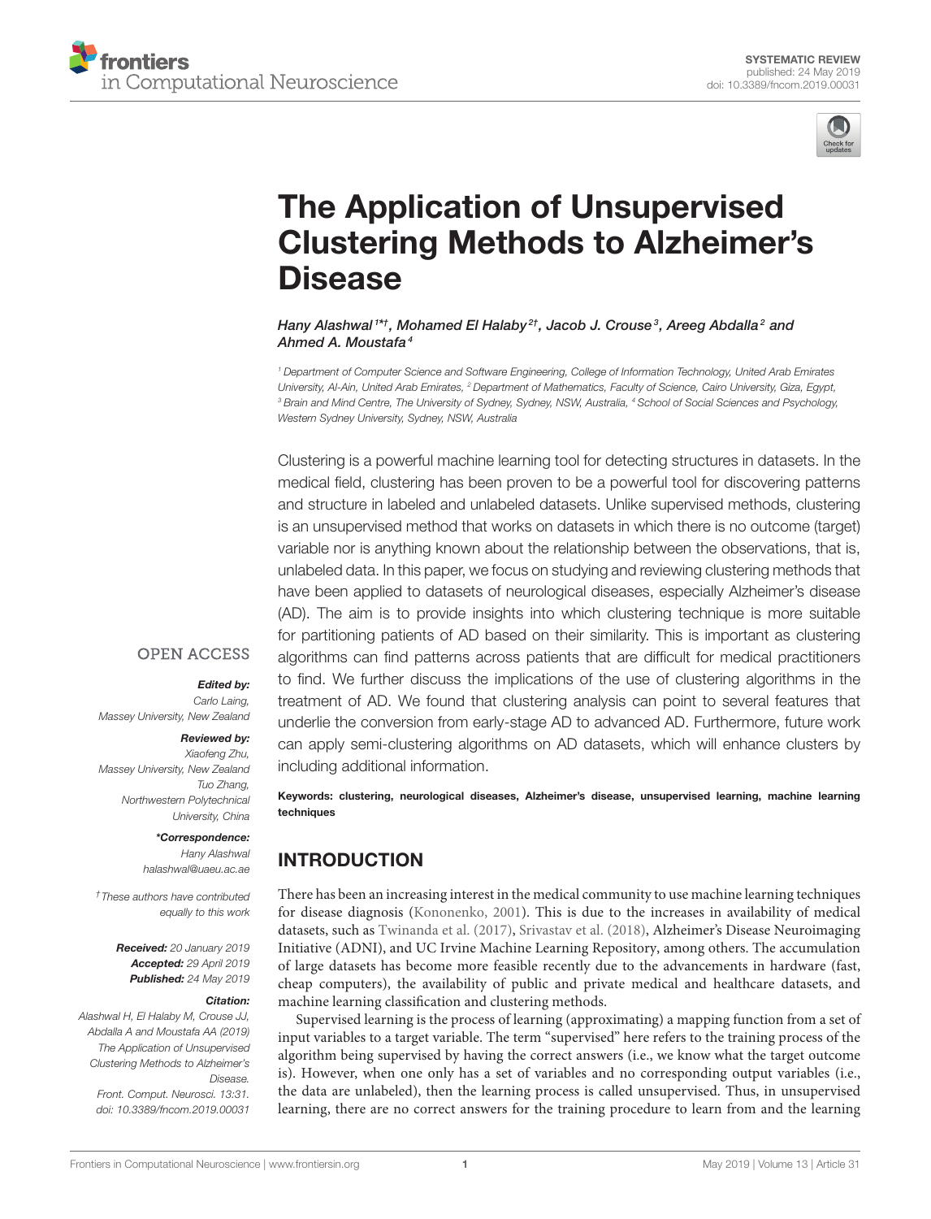# The Application of Unsupervised Clustering Methods to Alzheimer's Disease

*Hany Alashwal[1*†], Mohamed El Halaby[2†], Jacob J. Crouse[3], Areeg Abdalla[2] and Ahmed A. Moustafa[4]*

[1] Department of Computer Science and Software Engineering, College of Information Technology, United Arab Emirates University, Al-Ain, United Arab Emirates, [2] Department of Mathematics, Faculty of Science, Cairo University, Giza, Egypt, [3] Brain and Mind Centre, The University of Sydney, Sydney, NSW, Australia, [4] School of Social Sciences and Psychology, Western Sydney University, Sydney, NSW, Australia

Clustering is a powerful machine learning tool for detecting structures in datasets. In the medical field, clustering has been proven to be a powerful tool for discovering patterns and structure in labeled and unlabeled datasets. Unlike supervised methods, clustering is an unsupervised method that works on datasets in which there is no outcome (target) variable nor is anything known about the relationship between the observations, that is, unlabeled data. In this paper, we focus on studying and reviewing clustering methods that have been applied to datasets of neurological diseases, especially Alzheimer's disease (AD). The aim is to provide insights into which clustering technique is more suitable for partitioning patients of AD based on their similarity. This is important as clustering algorithms can find patterns across patients that are difficult for medical practitioners to find. We further discuss the implications of the use of clustering algorithms in the treatment of AD. We found that clustering analysis can point to several features that underlie the conversion from early-stage AD to advanced AD. Furthermore, future work can apply semi-clustering algorithms on AD datasets, which will enhance clusters by including additional information.

**Keywords: clustering, neurological diseases, Alzheimer's disease, unsupervised learning, machine learning techniques**

OPEN ACCESS

***Edited by:***
*Carlo Laing,*
*Massey University, New Zealand*

***Reviewed by:***
*Xiaofeng Zhu,*
*Massey University, New Zealand*
*Tuo Zhang,*
*Northwestern Polytechnical University, China*

***\*Correspondence:***
*Hany Alashwal*
*halashwal@uaeu.ac.ae*

*† These authors have contributed equally to this work*

***Received:*** *20 January 2019*
***Accepted:*** *29 April 2019*
***Published:*** *24 May 2019*

***Citation:***
*Alashwal H, El Halaby M, Crouse JJ, Abdalla A and Moustafa AA (2019) The Application of Unsupervised Clustering Methods to Alzheimer's Disease. Front. Comput. Neurosci. 13:31. doi: 10.3389/fncom.2019.00031*

## INTRODUCTION

There has been an increasing interest in the medical community to use machine learning techniques for disease diagnosis (Kononenko, 2001). This is due to the increases in availability of medical datasets, such as Twinanda et al. (2017), Srivastav et al. (2018), Alzheimer's Disease Neuroimaging Initiative (ADNI), and UC Irvine Machine Learning Repository, among others. The accumulation of large datasets has become more feasible recently due to the advancements in hardware (fast, cheap computers), the availability of public and private medical and healthcare datasets, and machine learning classification and clustering methods.

Supervised learning is the process of learning (approximating) a mapping function from a set of input variables to a target variable. The term "supervised" here refers to the training process of the algorithm being supervised by having the correct answers (i.e., we know what the target outcome is). However, when one only has a set of variables and no corresponding output variables (i.e., the data are unlabeled), then the learning process is called unsupervised. Thus, in unsupervised learning, there are no correct answers for the training procedure to learn from and the learning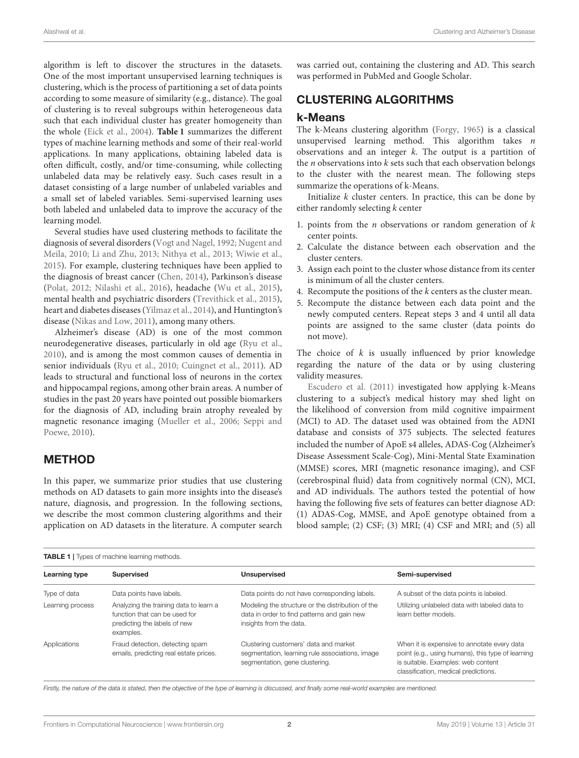algorithm is left to discover the structures in the datasets. One of the most important unsupervised learning techniques is clustering, which is the process of partitioning a set of data points according to some measure of similarity (e.g., distance). The goal of clustering is to reveal subgroups within heterogeneous data such that each individual cluster has greater homogeneity than the whole (Eick et al., 2004). **Table 1** summarizes the different types of machine learning methods and some of their real-world applications. In many applications, obtaining labeled data is often difficult, costly, and/or time-consuming, while collecting unlabeled data may be relatively easy. Such cases result in a dataset consisting of a large number of unlabeled variables and a small set of labeled variables. Semi-supervised learning uses both labeled and unlabeled data to improve the accuracy of the learning model.

Several studies have used clustering methods to facilitate the diagnosis of several disorders (Vogt and Nagel, 1992; Nugent and Meila, 2010; Li and Zhu, 2013; Nithya et al., 2013; Wiwie et al., 2015). For example, clustering techniques have been applied to the diagnosis of breast cancer (Chen, 2014), Parkinson's disease (Polat, 2012; Nilashi et al., 2016), headache (Wu et al., 2015), mental health and psychiatric disorders (Trevithick et al., 2015), heart and diabetes diseases (Yilmaz et al., 2014), and Huntington's disease (Nikas and Low, 2011), among many others.

Alzheimer's disease (AD) is one of the most common neurodegenerative diseases, particularly in old age (Ryu et al., 2010), and is among the most common causes of dementia in senior individuals (Ryu et al., 2010; Cuingnet et al., 2011). AD leads to structural and functional loss of neurons in the cortex and hippocampal regions, among other brain areas. A number of studies in the past 20 years have pointed out possible biomarkers for the diagnosis of AD, including brain atrophy revealed by magnetic resonance imaging (Mueller et al., 2006; Seppi and Poewe, 2010).

## METHOD

In this paper, we summarize prior studies that use clustering methods on AD datasets to gain more insights into the disease's nature, diagnosis, and progression. In the following sections, we describe the most common clustering algorithms and their application on AD datasets in the literature. A computer search was carried out, containing the clustering and AD. This search was performed in PubMed and Google Scholar.

## CLUSTERING ALGORITHMS

### k-Means

The k-Means clustering algorithm (Forgy, 1965) is a classical unsupervised learning method. This algorithm takes $n$ observations and an integer $k$. The output is a partition of the $n$ observations into $k$ sets such that each observation belongs to the cluster with the nearest mean. The following steps summarize the operations of k-Means.

Initialize $k$ cluster centers. In practice, this can be done by either randomly selecting $k$ center

1. points from the $n$ observations or random generation of $k$ center points.
2. Calculate the distance between each observation and the cluster centers.
3. Assign each point to the cluster whose distance from its center is minimum of all the cluster centers.
4. Recompute the positions of the $k$ centers as the cluster mean.
5. Recompute the distance between each data point and the newly computed centers. Repeat steps 3 and 4 until all data points are assigned to the same cluster (data points do not move).

The choice of $k$ is usually influenced by prior knowledge regarding the nature of the data or by using clustering validity measures.

Escudero et al. (2011) investigated how applying k-Means clustering to a subject's medical history may shed light on the likelihood of conversion from mild cognitive impairment (MCI) to AD. The dataset used was obtained from the ADNI database and consists of 375 subjects. The selected features included the number of ApoE ε4 alleles, ADAS-Cog (Alzheimer's Disease Assessment Scale-Cog), Mini-Mental State Examination (MMSE) scores, MRI (magnetic resonance imaging), and CSF (cerebrospinal fluid) data from cognitively normal (CN), MCI, and AD individuals. The authors tested the potential of how having the following five sets of features can better diagnose AD: (1) ADAS-Cog, MMSE, and ApoE genotype obtained from a blood sample; (2) CSF; (3) MRI; (4) CSF and MRI; and (5) all

**TABLE 1** | Types of machine learning methods.

| Learning type | Supervised | Unsupervised | Semi-supervised |
|---|---|---|---|
| Type of data | Data points have labels. | Data points do not have corresponding labels. | A subset of the data points is labeled. |
| Learning process | Analyzing the training data to learn a function that can be used for predicting the labels of new examples. | Modeling the structure or the distribution of the data in order to find patterns and gain new insights from the data. | Utilizing unlabeled data with labeled data to learn better models. |
| Applications | Fraud detection, detecting spam emails, predicting real estate prices. | Clustering customers' data and market segmentation, learning rule associations, image segmentation, gene clustering. | When it is expensive to annotate every data point (e.g., using humans), this type of learning is suitable. Examples: web content classification, medical predictions. |

*Firstly, the nature of the data is stated, then the objective of the type of learning is discussed, and finally some real-world examples are mentioned.*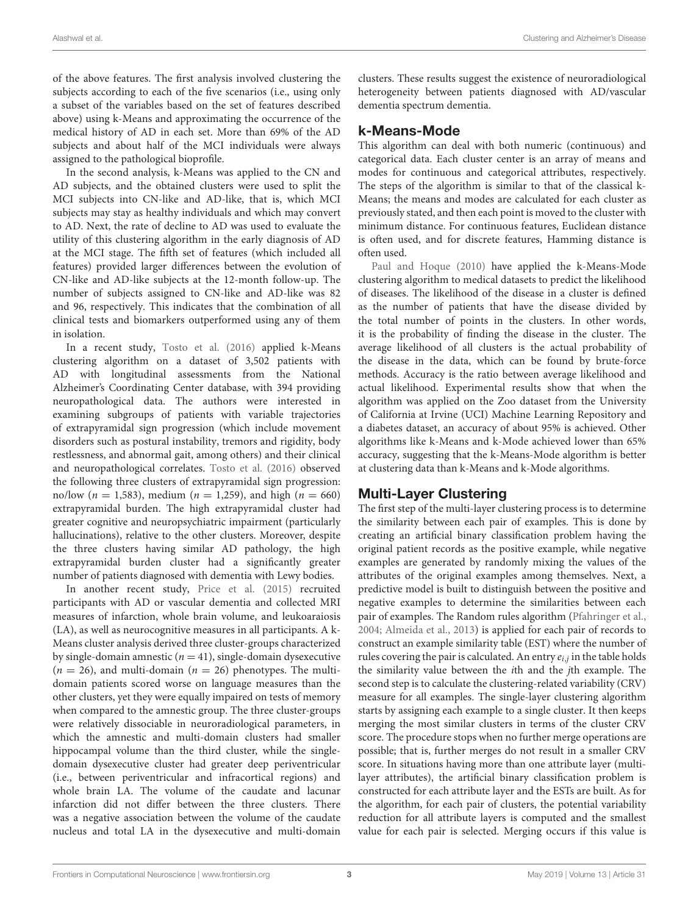of the above features. The first analysis involved clustering the subjects according to each of the five scenarios (i.e., using only a subset of the variables based on the set of features described above) using k-Means and approximating the occurrence of the medical history of AD in each set. More than 69% of the AD subjects and about half of the MCI individuals were always assigned to the pathological bioprofile.

In the second analysis, k-Means was applied to the CN and AD subjects, and the obtained clusters were used to split the MCI subjects into CN-like and AD-like, that is, which MCI subjects may stay as healthy individuals and which may convert to AD. Next, the rate of decline to AD was used to evaluate the utility of this clustering algorithm in the early diagnosis of AD at the MCI stage. The fifth set of features (which included all features) provided larger differences between the evolution of CN-like and AD-like subjects at the 12-month follow-up. The number of subjects assigned to CN-like and AD-like was 82 and 96, respectively. This indicates that the combination of all clinical tests and biomarkers outperformed using any of them in isolation.

In a recent study, Tosto et al. (2016) applied k-Means clustering algorithm on a dataset of 3,502 patients with AD with longitudinal assessments from the National Alzheimer's Coordinating Center database, with 394 providing neuropathological data. The authors were interested in examining subgroups of patients with variable trajectories of extrapyramidal sign progression (which include movement disorders such as postural instability, tremors and rigidity, body restlessness, and abnormal gait, among others) and their clinical and neuropathological correlates. Tosto et al. (2016) observed the following three clusters of extrapyramidal sign progression: no/low ($n = 1,583$), medium ($n = 1,259$), and high ($n = 660$) extrapyramidal burden. The high extrapyramidal cluster had greater cognitive and neuropsychiatric impairment (particularly hallucinations), relative to the other clusters. Moreover, despite the three clusters having similar AD pathology, the high extrapyramidal burden cluster had a significantly greater number of patients diagnosed with dementia with Lewy bodies.

In another recent study, Price et al. (2015) recruited participants with AD or vascular dementia and collected MRI measures of infarction, whole brain volume, and leukoaraiosis (LA), as well as neurocognitive measures in all participants. A k-Means cluster analysis derived three cluster-groups characterized by single-domain amnestic ($n = 41$), single-domain dysexecutive ($n = 26$), and multi-domain ($n = 26$) phenotypes. The multi-domain patients scored worse on language measures than the other clusters, yet they were equally impaired on tests of memory when compared to the amnestic group. The three cluster-groups were relatively dissociable in neuroradiological parameters, in which the amnestic and multi-domain clusters had smaller hippocampal volume than the third cluster, while the single-domain dysexecutive cluster had greater deep periventricular (i.e., between periventricular and infracortical regions) and whole brain LA. The volume of the caudate and lacunar infarction did not differ between the three clusters. There was a negative association between the volume of the caudate nucleus and total LA in the dysexecutive and multi-domain clusters. These results suggest the existence of neuroradiological heterogeneity between patients diagnosed with AD/vascular dementia spectrum dementia.

## k-Means-Mode

This algorithm can deal with both numeric (continuous) and categorical data. Each cluster center is an array of means and modes for continuous and categorical attributes, respectively. The steps of the algorithm is similar to that of the classical k-Means; the means and modes are calculated for each cluster as previously stated, and then each point is moved to the cluster with minimum distance. For continuous features, Euclidean distance is often used, and for discrete features, Hamming distance is often used.

Paul and Hoque (2010) have applied the k-Means-Mode clustering algorithm to medical datasets to predict the likelihood of diseases. The likelihood of the disease in a cluster is defined as the number of patients that have the disease divided by the total number of points in the clusters. In other words, it is the probability of finding the disease in the cluster. The average likelihood of all clusters is the actual probability of the disease in the data, which can be found by brute-force methods. Accuracy is the ratio between average likelihood and actual likelihood. Experimental results show that when the algorithm was applied on the Zoo dataset from the University of California at Irvine (UCI) Machine Learning Repository and a diabetes dataset, an accuracy of about 95% is achieved. Other algorithms like k-Means and k-Mode achieved lower than 65% accuracy, suggesting that the k-Means-Mode algorithm is better at clustering data than k-Means and k-Mode algorithms.

## Multi-Layer Clustering

The first step of the multi-layer clustering process is to determine the similarity between each pair of examples. This is done by creating an artificial binary classification problem having the original patient records as the positive example, while negative examples are generated by randomly mixing the values of the attributes of the original examples among themselves. Next, a predictive model is built to distinguish between the positive and negative examples to determine the similarities between each pair of examples. The Random rules algorithm (Pfahringer et al., 2004; Almeida et al., 2013) is applied for each pair of records to construct an example similarity table (EST) where the number of rules covering the pair is calculated. An entry $e_{i,j}$ in the table holds the similarity value between the $i$th and the $j$th example. The second step is to calculate the clustering-related variability (CRV) measure for all examples. The single-layer clustering algorithm starts by assigning each example to a single cluster. It then keeps merging the most similar clusters in terms of the cluster CRV score. The procedure stops when no further merge operations are possible; that is, further merges do not result in a smaller CRV score. In situations having more than one attribute layer (multi-layer attributes), the artificial binary classification problem is constructed for each attribute layer and the ESTs are built. As for the algorithm, for each pair of clusters, the potential variability reduction for all attribute layers is computed and the smallest value for each pair is selected. Merging occurs if this value is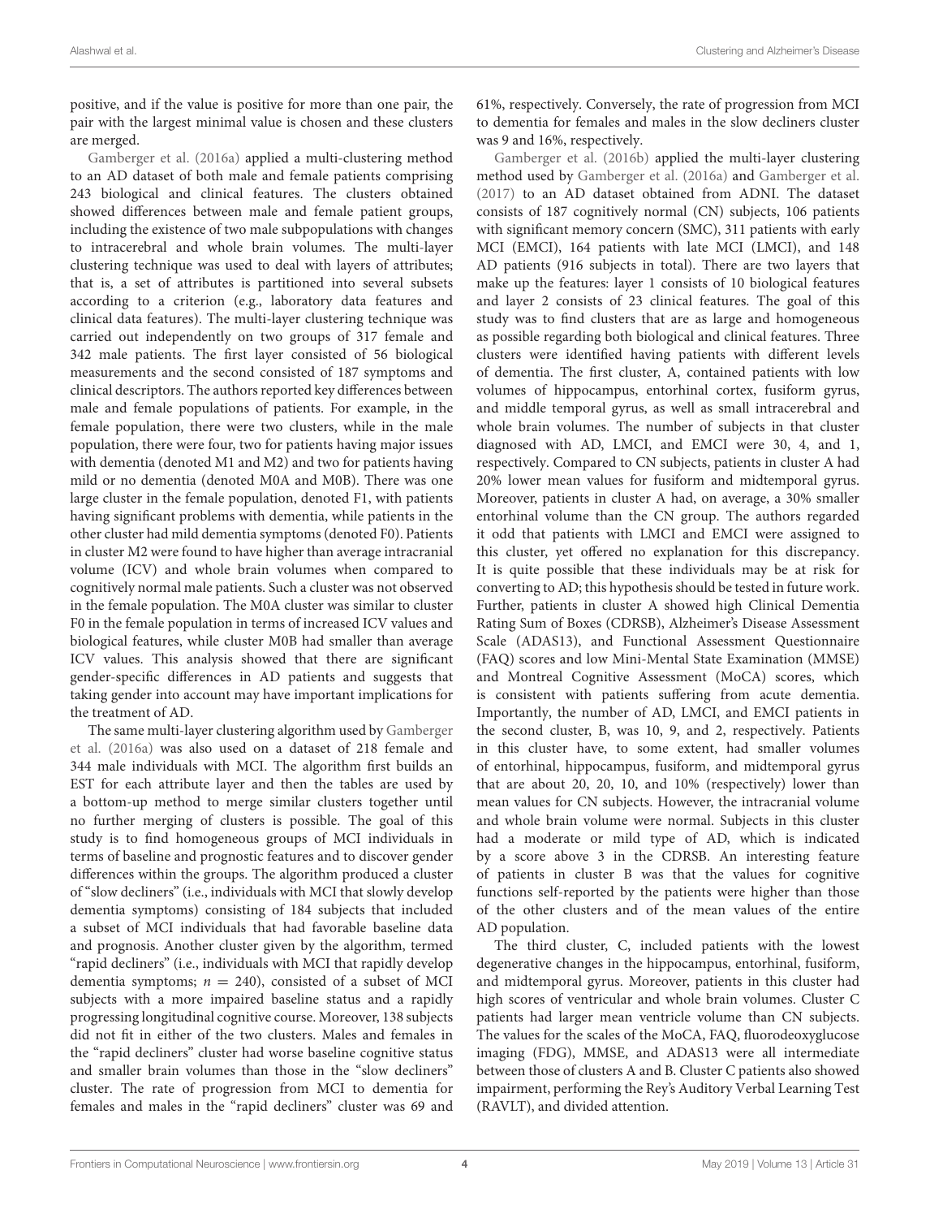positive, and if the value is positive for more than one pair, the pair with the largest minimal value is chosen and these clusters are merged.

Gamberger et al. (2016a) applied a multi-clustering method to an AD dataset of both male and female patients comprising 243 biological and clinical features. The clusters obtained showed differences between male and female patient groups, including the existence of two male subpopulations with changes to intracerebral and whole brain volumes. The multi-layer clustering technique was used to deal with layers of attributes; that is, a set of attributes is partitioned into several subsets according to a criterion (e.g., laboratory data features and clinical data features). The multi-layer clustering technique was carried out independently on two groups of 317 female and 342 male patients. The first layer consisted of 56 biological measurements and the second consisted of 187 symptoms and clinical descriptors. The authors reported key differences between male and female populations of patients. For example, in the female population, there were two clusters, while in the male population, there were four, two for patients having major issues with dementia (denoted M1 and M2) and two for patients having mild or no dementia (denoted M0A and M0B). There was one large cluster in the female population, denoted F1, with patients having significant problems with dementia, while patients in the other cluster had mild dementia symptoms (denoted F0). Patients in cluster M2 were found to have higher than average intracranial volume (ICV) and whole brain volumes when compared to cognitively normal male patients. Such a cluster was not observed in the female population. The M0A cluster was similar to cluster F0 in the female population in terms of increased ICV values and biological features, while cluster M0B had smaller than average ICV values. This analysis showed that there are significant gender-specific differences in AD patients and suggests that taking gender into account may have important implications for the treatment of AD.

The same multi-layer clustering algorithm used by Gamberger et al. (2016a) was also used on a dataset of 218 female and 344 male individuals with MCI. The algorithm first builds an EST for each attribute layer and then the tables are used by a bottom-up method to merge similar clusters together until no further merging of clusters is possible. The goal of this study is to find homogeneous groups of MCI individuals in terms of baseline and prognostic features and to discover gender differences within the groups. The algorithm produced a cluster of "slow decliners" (i.e., individuals with MCI that slowly develop dementia symptoms) consisting of 184 subjects that included a subset of MCI individuals that had favorable baseline data and prognosis. Another cluster given by the algorithm, termed "rapid decliners" (i.e., individuals with MCI that rapidly develop dementia symptoms; $n = 240$), consisted of a subset of MCI subjects with a more impaired baseline status and a rapidly progressing longitudinal cognitive course. Moreover, 138 subjects did not fit in either of the two clusters. Males and females in the "rapid decliners" cluster had worse baseline cognitive status and smaller brain volumes than those in the "slow decliners" cluster. The rate of progression from MCI to dementia for females and males in the "rapid decliners" cluster was 69 and 61%, respectively. Conversely, the rate of progression from MCI to dementia for females and males in the slow decliners cluster was 9 and 16%, respectively.

Gamberger et al. (2016b) applied the multi-layer clustering method used by Gamberger et al. (2016a) and Gamberger et al. (2017) to an AD dataset obtained from ADNI. The dataset consists of 187 cognitively normal (CN) subjects, 106 patients with significant memory concern (SMC), 311 patients with early MCI (EMCI), 164 patients with late MCI (LMCI), and 148 AD patients (916 subjects in total). There are two layers that make up the features: layer 1 consists of 10 biological features and layer 2 consists of 23 clinical features. The goal of this study was to find clusters that are as large and homogeneous as possible regarding both biological and clinical features. Three clusters were identified having patients with different levels of dementia. The first cluster, A, contained patients with low volumes of hippocampus, entorhinal cortex, fusiform gyrus, and middle temporal gyrus, as well as small intracerebral and whole brain volumes. The number of subjects in that cluster diagnosed with AD, LMCI, and EMCI were 30, 4, and 1, respectively. Compared to CN subjects, patients in cluster A had 20% lower mean values for fusiform and midtemporal gyrus. Moreover, patients in cluster A had, on average, a 30% smaller entorhinal volume than the CN group. The authors regarded it odd that patients with LMCI and EMCI were assigned to this cluster, yet offered no explanation for this discrepancy. It is quite possible that these individuals may be at risk for converting to AD; this hypothesis should be tested in future work. Further, patients in cluster A showed high Clinical Dementia Rating Sum of Boxes (CDRSB), Alzheimer's Disease Assessment Scale (ADAS13), and Functional Assessment Questionnaire (FAQ) scores and low Mini-Mental State Examination (MMSE) and Montreal Cognitive Assessment (MoCA) scores, which is consistent with patients suffering from acute dementia. Importantly, the number of AD, LMCI, and EMCI patients in the second cluster, B, was 10, 9, and 2, respectively. Patients in this cluster have, to some extent, had smaller volumes of entorhinal, hippocampus, fusiform, and midtemporal gyrus that are about 20, 20, 10, and 10% (respectively) lower than mean values for CN subjects. However, the intracranial volume and whole brain volume were normal. Subjects in this cluster had a moderate or mild type of AD, which is indicated by a score above 3 in the CDRSB. An interesting feature of patients in cluster B was that the values for cognitive functions self-reported by the patients were higher than those of the other clusters and of the mean values of the entire AD population.

The third cluster, C, included patients with the lowest degenerative changes in the hippocampus, entorhinal, fusiform, and midtemporal gyrus. Moreover, patients in this cluster had high scores of ventricular and whole brain volumes. Cluster C patients had larger mean ventricle volume than CN subjects. The values for the scales of the MoCA, FAQ, fluorodeoxyglucose imaging (FDG), MMSE, and ADAS13 were all intermediate between those of clusters A and B. Cluster C patients also showed impairment, performing the Rey's Auditory Verbal Learning Test (RAVLT), and divided attention.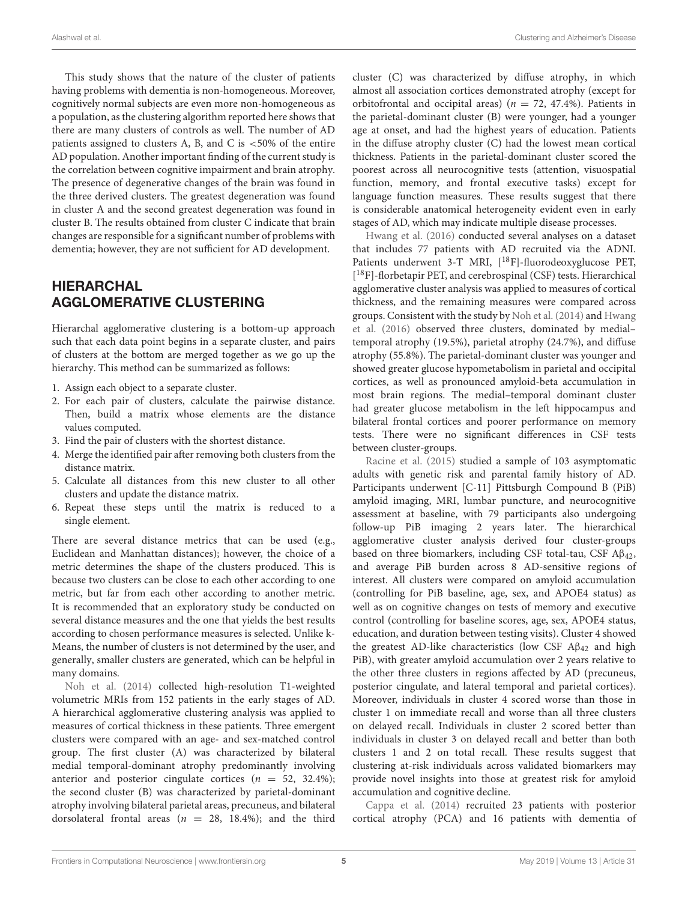This study shows that the nature of the cluster of patients having problems with dementia is non-homogeneous. Moreover, cognitively normal subjects are even more non-homogeneous as a population, as the clustering algorithm reported here shows that there are many clusters of controls as well. The number of AD patients assigned to clusters A, B, and C is <50% of the entire AD population. Another important finding of the current study is the correlation between cognitive impairment and brain atrophy. The presence of degenerative changes of the brain was found in the three derived clusters. The greatest degeneration was found in cluster A and the second greatest degeneration was found in cluster B. The results obtained from cluster C indicate that brain changes are responsible for a significant number of problems with dementia; however, they are not sufficient for AD development.

## HIERARCHAL AGGLOMERATIVE CLUSTERING

Hierarchal agglomerative clustering is a bottom-up approach such that each data point begins in a separate cluster, and pairs of clusters at the bottom are merged together as we go up the hierarchy. This method can be summarized as follows:

1. Assign each object to a separate cluster.
2. For each pair of clusters, calculate the pairwise distance. Then, build a matrix whose elements are the distance values computed.
3. Find the pair of clusters with the shortest distance.
4. Merge the identified pair after removing both clusters from the distance matrix.
5. Calculate all distances from this new cluster to all other clusters and update the distance matrix.
6. Repeat these steps until the matrix is reduced to a single element.

There are several distance metrics that can be used (e.g., Euclidean and Manhattan distances); however, the choice of a metric determines the shape of the clusters produced. This is because two clusters can be close to each other according to one metric, but far from each other according to another metric. It is recommended that an exploratory study be conducted on several distance measures and the one that yields the best results according to chosen performance measures is selected. Unlike k-Means, the number of clusters is not determined by the user, and generally, smaller clusters are generated, which can be helpful in many domains.

Noh et al. (2014) collected high-resolution T1-weighted volumetric MRIs from 152 patients in the early stages of AD. A hierarchical agglomerative clustering analysis was applied to measures of cortical thickness in these patients. Three emergent clusters were compared with an age- and sex-matched control group. The first cluster (A) was characterized by bilateral medial temporal-dominant atrophy predominantly involving anterior and posterior cingulate cortices ($n = 52$, 32.4%); the second cluster (B) was characterized by parietal-dominant atrophy involving bilateral parietal areas, precuneus, and bilateral dorsolateral frontal areas ($n = 28$, 18.4%); and the third cluster (C) was characterized by diffuse atrophy, in which almost all association cortices demonstrated atrophy (except for orbitofrontal and occipital areas) ($n = 72$, 47.4%). Patients in the parietal-dominant cluster (B) were younger, had a younger age at onset, and had the highest years of education. Patients in the diffuse atrophy cluster (C) had the lowest mean cortical thickness. Patients in the parietal-dominant cluster scored the poorest across all neurocognitive tests (attention, visuospatial function, memory, and frontal executive tasks) except for language function measures. These results suggest that there is considerable anatomical heterogeneity evident even in early stages of AD, which may indicate multiple disease processes.

Hwang et al. (2016) conducted several analyses on a dataset that includes 77 patients with AD recruited via the ADNI. Patients underwent 3-T MRI, [$^{18}$F]-fluorodeoxyglucose PET, [$^{18}$F]-florbetapir PET, and cerebrospinal (CSF) tests. Hierarchical agglomerative cluster analysis was applied to measures of cortical thickness, and the remaining measures were compared across groups. Consistent with the study by Noh et al. (2014) and Hwang et al. (2016) observed three clusters, dominated by medial–temporal atrophy (19.5%), parietal atrophy (24.7%), and diffuse atrophy (55.8%). The parietal-dominant cluster was younger and showed greater glucose hypometabolism in parietal and occipital cortices, as well as pronounced amyloid-beta accumulation in most brain regions. The medial–temporal dominant cluster had greater glucose metabolism in the left hippocampus and bilateral frontal cortices and poorer performance on memory tests. There were no significant differences in CSF tests between cluster-groups.

Racine et al. (2015) studied a sample of 103 asymptomatic adults with genetic risk and parental family history of AD. Participants underwent [C-11] Pittsburgh Compound B (PiB) amyloid imaging, MRI, lumbar puncture, and neurocognitive assessment at baseline, with 79 participants also undergoing follow-up PiB imaging 2 years later. The hierarchical agglomerative cluster analysis derived four cluster-groups based on three biomarkers, including CSF total-tau, CSF A$\beta_{42}$, and average PiB burden across 8 AD-sensitive regions of interest. All clusters were compared on amyloid accumulation (controlling for PiB baseline, age, sex, and APOE4 status) as well as on cognitive changes on tests of memory and executive control (controlling for baseline scores, age, sex, APOE4 status, education, and duration between testing visits). Cluster 4 showed the greatest AD-like characteristics (low CSF A$\beta_{42}$ and high PiB), with greater amyloid accumulation over 2 years relative to the other three clusters in regions affected by AD (precuneus, posterior cingulate, and lateral temporal and parietal cortices). Moreover, individuals in cluster 4 scored worse than those in cluster 1 on immediate recall and worse than all three clusters on delayed recall. Individuals in cluster 2 scored better than individuals in cluster 3 on delayed recall and better than both clusters 1 and 2 on total recall. These results suggest that clustering at-risk individuals across validated biomarkers may provide novel insights into those at greatest risk for amyloid accumulation and cognitive decline.

Cappa et al. (2014) recruited 23 patients with posterior cortical atrophy (PCA) and 16 patients with dementia of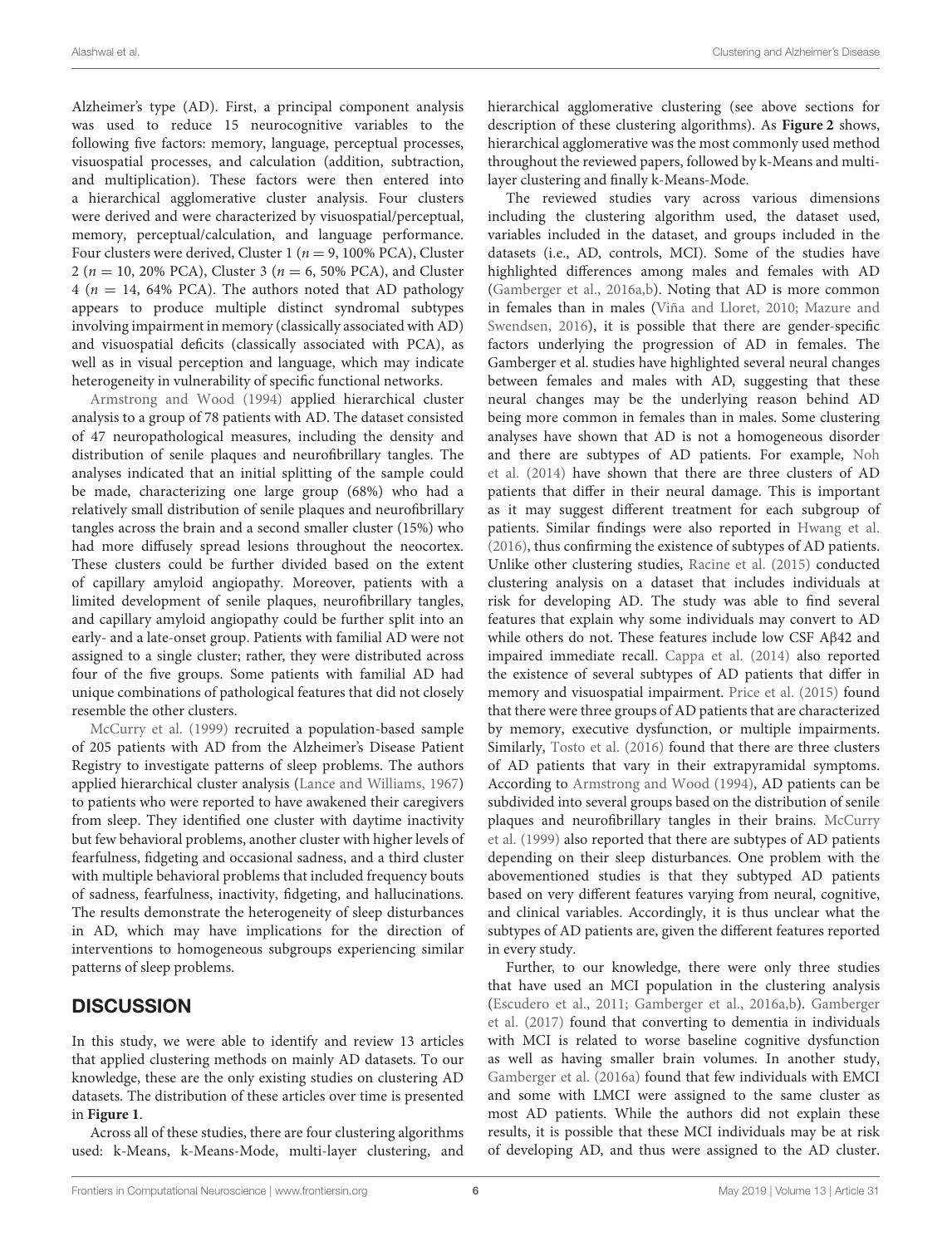Alzheimer's type (AD). First, a principal component analysis was used to reduce 15 neurocognitive variables to the following five factors: memory, language, perceptual processes, visuospatial processes, and calculation (addition, subtraction, and multiplication). These factors were then entered into a hierarchical agglomerative cluster analysis. Four clusters were derived and were characterized by visuospatial/perceptual, memory, perceptual/calculation, and language performance. Four clusters were derived, Cluster 1 ($n = 9$, 100% PCA), Cluster 2 ($n = 10$, 20% PCA), Cluster 3 ($n = 6$, 50% PCA), and Cluster 4 ($n = 14$, 64% PCA). The authors noted that AD pathology appears to produce multiple distinct syndromal subtypes involving impairment in memory (classically associated with AD) and visuospatial deficits (classically associated with PCA), as well as in visual perception and language, which may indicate heterogeneity in vulnerability of specific functional networks.

Armstrong and Wood (1994) applied hierarchical cluster analysis to a group of 78 patients with AD. The dataset consisted of 47 neuropathological measures, including the density and distribution of senile plaques and neurofibrillary tangles. The analyses indicated that an initial splitting of the sample could be made, characterizing one large group (68%) who had a relatively small distribution of senile plaques and neurofibrillary tangles across the brain and a second smaller cluster (15%) who had more diffusely spread lesions throughout the neocortex. These clusters could be further divided based on the extent of capillary amyloid angiopathy. Moreover, patients with a limited development of senile plaques, neurofibrillary tangles, and capillary amyloid angiopathy could be further split into an early- and a late-onset group. Patients with familial AD were not assigned to a single cluster; rather, they were distributed across four of the five groups. Some patients with familial AD had unique combinations of pathological features that did not closely resemble the other clusters.

McCurry et al. (1999) recruited a population-based sample of 205 patients with AD from the Alzheimer's Disease Patient Registry to investigate patterns of sleep problems. The authors applied hierarchical cluster analysis (Lance and Williams, 1967) to patients who were reported to have awakened their caregivers from sleep. They identified one cluster with daytime inactivity but few behavioral problems, another cluster with higher levels of fearfulness, fidgeting and occasional sadness, and a third cluster with multiple behavioral problems that included frequency bouts of sadness, fearfulness, inactivity, fidgeting, and hallucinations. The results demonstrate the heterogeneity of sleep disturbances in AD, which may have implications for the direction of interventions to homogeneous subgroups experiencing similar patterns of sleep problems.

## DISCUSSION

In this study, we were able to identify and review 13 articles that applied clustering methods on mainly AD datasets. To our knowledge, these are the only existing studies on clustering AD datasets. The distribution of these articles over time is presented in **Figure 1**.

Across all of these studies, there are four clustering algorithms used: k-Means, k-Means-Mode, multi-layer clustering, and hierarchical agglomerative clustering (see above sections for description of these clustering algorithms). As **Figure 2** shows, hierarchical agglomerative was the most commonly used method throughout the reviewed papers, followed by k-Means and multi-layer clustering and finally k-Means-Mode.

The reviewed studies vary across various dimensions including the clustering algorithm used, the dataset used, variables included in the dataset, and groups included in the datasets (i.e., AD, controls, MCI). Some of the studies have highlighted differences among males and females with AD (Gamberger et al., 2016a,b). Noting that AD is more common in females than in males (Viña and Lloret, 2010; Mazure and Swendsen, 2016), it is possible that there are gender-specific factors underlying the progression of AD in females. The Gamberger et al. studies have highlighted several neural changes between females and males with AD, suggesting that these neural changes may be the underlying reason behind AD being more common in females than in males. Some clustering analyses have shown that AD is not a homogeneous disorder and there are subtypes of AD patients. For example, Noh et al. (2014) have shown that there are three clusters of AD patients that differ in their neural damage. This is important as it may suggest different treatment for each subgroup of patients. Similar findings were also reported in Hwang et al. (2016), thus confirming the existence of subtypes of AD patients. Unlike other clustering studies, Racine et al. (2015) conducted clustering analysis on a dataset that includes individuals at risk for developing AD. The study was able to find several features that explain why some individuals may convert to AD while others do not. These features include low CSF Aβ42 and impaired immediate recall. Cappa et al. (2014) also reported the existence of several subtypes of AD patients that differ in memory and visuospatial impairment. Price et al. (2015) found that there were three groups of AD patients that are characterized by memory, executive dysfunction, or multiple impairments. Similarly, Tosto et al. (2016) found that there are three clusters of AD patients that vary in their extrapyramidal symptoms. According to Armstrong and Wood (1994), AD patients can be subdivided into several groups based on the distribution of senile plaques and neurofibrillary tangles in their brains. McCurry et al. (1999) also reported that there are subtypes of AD patients depending on their sleep disturbances. One problem with the abovementioned studies is that they subtyped AD patients based on very different features varying from neural, cognitive, and clinical variables. Accordingly, it is thus unclear what the subtypes of AD patients are, given the different features reported in every study.

Further, to our knowledge, there were only three studies that have used an MCI population in the clustering analysis (Escudero et al., 2011; Gamberger et al., 2016a,b). Gamberger et al. (2017) found that converting to dementia in individuals with MCI is related to worse baseline cognitive dysfunction as well as having smaller brain volumes. In another study, Gamberger et al. (2016a) found that few individuals with EMCI and some with LMCI were assigned to the same cluster as most AD patients. While the authors did not explain these results, it is possible that these MCI individuals may be at risk of developing AD, and thus were assigned to the AD cluster.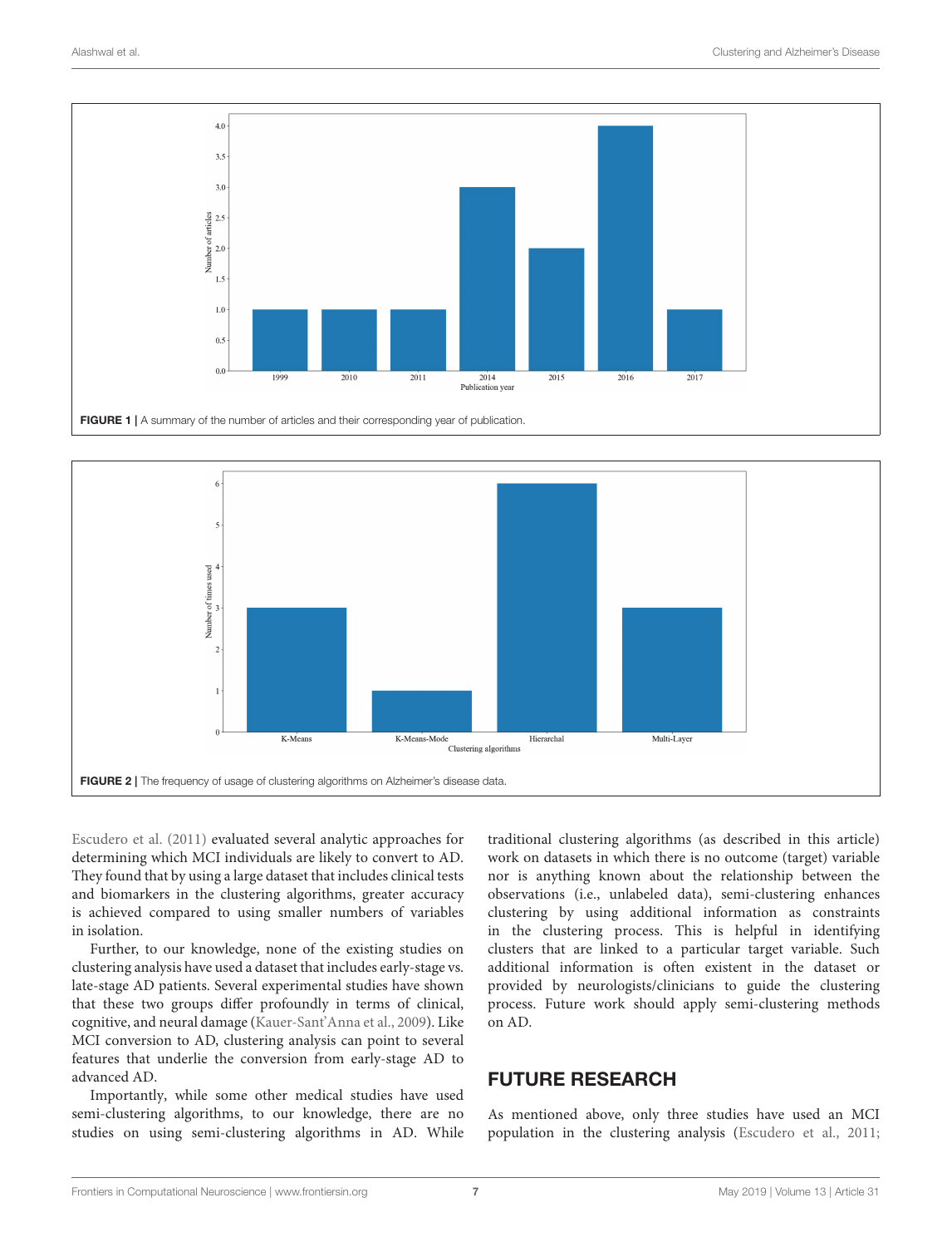FIGURE 1 | A summary of the number of articles and their corresponding year of publication.

FIGURE 2 | The frequency of usage of clustering algorithms on Alzheimer's disease data.

Escudero et al. (2011) evaluated several analytic approaches for determining which MCI individuals are likely to convert to AD. They found that by using a large dataset that includes clinical tests and biomarkers in the clustering algorithms, greater accuracy is achieved compared to using smaller numbers of variables in isolation.

Further, to our knowledge, none of the existing studies on clustering analysis have used a dataset that includes early-stage vs. late-stage AD patients. Several experimental studies have shown that these two groups differ profoundly in terms of clinical, cognitive, and neural damage (Kauer-Sant'Anna et al., 2009). Like MCI conversion to AD, clustering analysis can point to several features that underlie the conversion from early-stage AD to advanced AD.

Importantly, while some other medical studies have used semi-clustering algorithms, to our knowledge, there are no studies on using semi-clustering algorithms in AD. While traditional clustering algorithms (as described in this article) work on datasets in which there is no outcome (target) variable nor is anything known about the relationship between the observations (i.e., unlabeled data), semi-clustering enhances clustering by using additional information as constraints in the clustering process. This is helpful in identifying clusters that are linked to a particular target variable. Such additional information is often existent in the dataset or provided by neurologists/clinicians to guide the clustering process. Future work should apply semi-clustering methods on AD.

## FUTURE RESEARCH

As mentioned above, only three studies have used an MCI population in the clustering analysis (Escudero et al., 2011;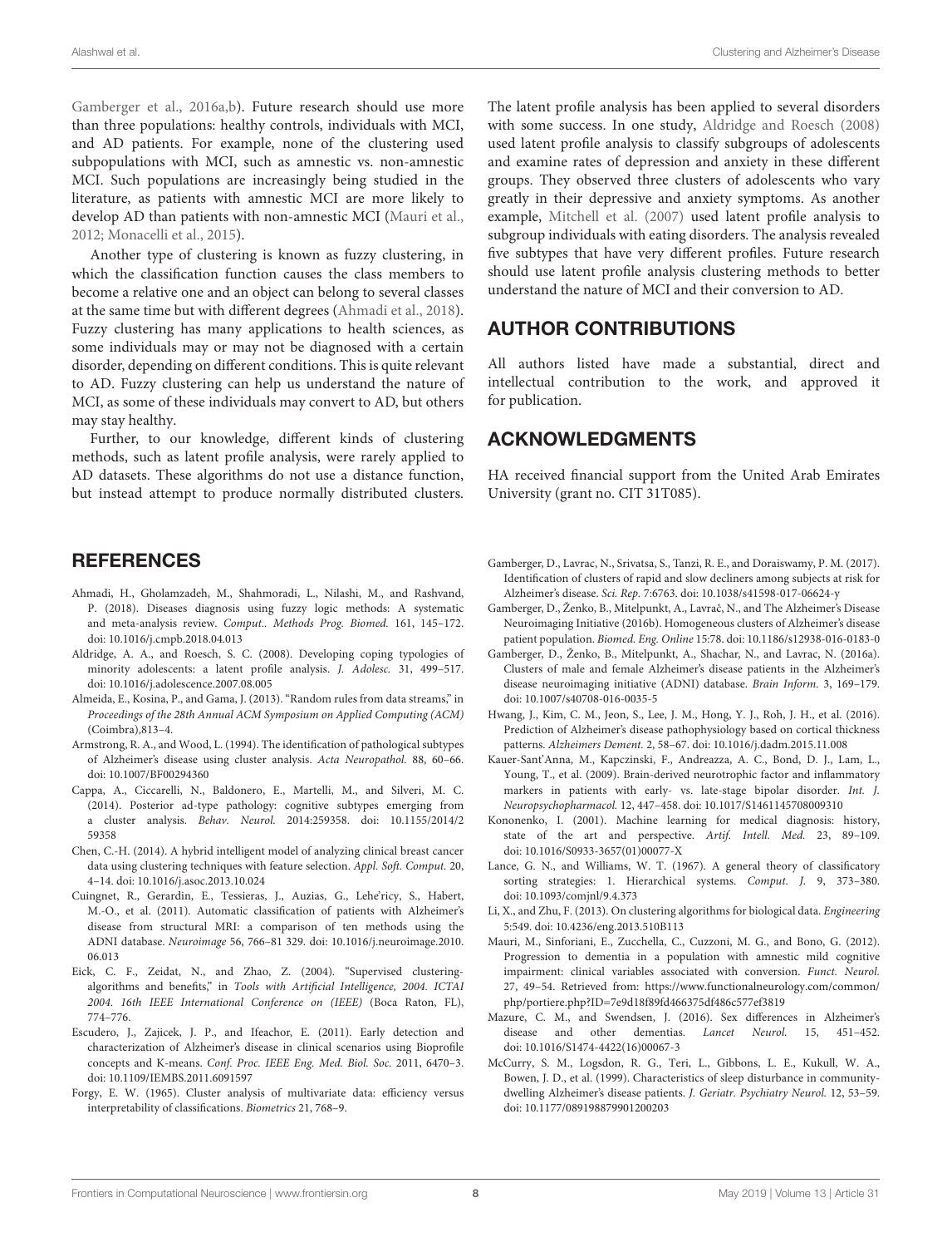Gamberger et al., 2016a,b). Future research should use more than three populations: healthy controls, individuals with MCI, and AD patients. For example, none of the clustering used subpopulations with MCI, such as amnestic vs. non-amnestic MCI. Such populations are increasingly being studied in the literature, as patients with amnestic MCI are more likely to develop AD than patients with non-amnestic MCI (Mauri et al., 2012; Monacelli et al., 2015).

Another type of clustering is known as fuzzy clustering, in which the classification function causes the class members to become a relative one and an object can belong to several classes at the same time but with different degrees (Ahmadi et al., 2018). Fuzzy clustering has many applications to health sciences, as some individuals may or may not be diagnosed with a certain disorder, depending on different conditions. This is quite relevant to AD. Fuzzy clustering can help us understand the nature of MCI, as some of these individuals may convert to AD, but others may stay healthy.

Further, to our knowledge, different kinds of clustering methods, such as latent profile analysis, were rarely applied to AD datasets. These algorithms do not use a distance function, but instead attempt to produce normally distributed clusters. The latent profile analysis has been applied to several disorders with some success. In one study, Aldridge and Roesch (2008) used latent profile analysis to classify subgroups of adolescents and examine rates of depression and anxiety in these different groups. They observed three clusters of adolescents who vary greatly in their depressive and anxiety symptoms. As another example, Mitchell et al. (2007) used latent profile analysis to subgroup individuals with eating disorders. The analysis revealed five subtypes that have very different profiles. Future research should use latent profile analysis clustering methods to better understand the nature of MCI and their conversion to AD.

## AUTHOR CONTRIBUTIONS

All authors listed have made a substantial, direct and intellectual contribution to the work, and approved it for publication.

## ACKNOWLEDGMENTS

HA received financial support from the United Arab Emirates University (grant no. CIT 31T085).

## REFERENCES

Ahmadi, H., Gholamzadeh, M., Shahmoradi, L., Nilashi, M., and Rashvand, P. (2018). Diseases diagnosis using fuzzy logic methods: A systematic and meta-analysis review. *Comput.. Methods Prog. Biomed.* 161, 145–172. doi: 10.1016/j.cmpb.2018.04.013

Aldridge, A. A., and Roesch, S. C. (2008). Developing coping typologies of minority adolescents: a latent profile analysis. *J. Adolesc.* 31, 499–517. doi: 10.1016/j.adolescence.2007.08.005

Almeida, E., Kosina, P., and Gama, J. (2013). "Random rules from data streams," in *Proceedings of the 28th Annual ACM Symposium on Applied Computing (ACM)* (Coimbra),813–4.

Armstrong, R. A., and Wood, L. (1994). The identification of pathological subtypes of Alzheimer's disease using cluster analysis. *Acta Neuropathol.* 88, 60–66. doi: 10.1007/BF00294360

Cappa, A., Ciccarelli, N., Baldonero, E., Martelli, M., and Silveri, M. C. (2014). Posterior ad-type pathology: cognitive subtypes emerging from a cluster analysis. *Behav. Neurol.* 2014:259358. doi: 10.1155/2014/259358

Chen, C.-H. (2014). A hybrid intelligent model of analyzing clinical breast cancer data using clustering techniques with feature selection. *Appl. Soft. Comput.* 20, 4–14. doi: 10.1016/j.asoc.2013.10.024

Cuingnet, R., Gerardin, E., Tessieras, J., Auzias, G., Lehe'ricy, S., Habert, M.-O., et al. (2011). Automatic classification of patients with Alzheimer's disease from structural MRI: a comparison of ten methods using the ADNI database. *Neuroimage* 56, 766–81 329. doi: 10.1016/j.neuroimage.2010.06.013

Eick, C. F., Zeidat, N., and Zhao, Z. (2004). "Supervised clustering-algorithms and benefits," in *Tools with Artificial Intelligence, 2004. ICTAI 2004. 16th IEEE International Conference on (IEEE)* (Boca Raton, FL), 774–776.

Escudero, J., Zajicek, J. P., and Ifeachor, E. (2011). Early detection and characterization of Alzheimer's disease in clinical scenarios using Bioprofile concepts and K-means. *Conf. Proc. IEEE Eng. Med. Biol. Soc.* 2011, 6470–3. doi: 10.1109/IEMBS.2011.6091597

Forgy, E. W. (1965). Cluster analysis of multivariate data: efficiency versus interpretability of classifications. *Biometrics* 21, 768–9.

Gamberger, D., Lavrac, N., Srivatsa, S., Tanzi, R. E., and Doraiswamy, P. M. (2017). Identification of clusters of rapid and slow decliners among subjects at risk for Alzheimer's disease. *Sci. Rep.* 7:6763. doi: 10.1038/s41598-017-06624-y

Gamberger, D., Ženko, B., Mitelpunkt, A., Lavrač, N., and The Alzheimer's Disease Neuroimaging Initiative (2016b). Homogeneous clusters of Alzheimer's disease patient population. *Biomed. Eng. Online* 15:78. doi: 10.1186/s12938-016-0183-0

Gamberger, D., Ženko, B., Mitelpunkt, A., Shachar, N., and Lavrac, N. (2016a). Clusters of male and female Alzheimer's disease patients in the Alzheimer's disease neuroimaging initiative (ADNI) database. *Brain Inform.* 3, 169–179. doi: 10.1007/s40708-016-0035-5

Hwang, J., Kim, C. M., Jeon, S., Lee, J. M., Hong, Y. J., Roh, J. H., et al. (2016). Prediction of Alzheimer's disease pathophysiology based on cortical thickness patterns. *Alzheimers Dement.* 2, 58–67. doi: 10.1016/j.dadm.2015.11.008

Kauer-Sant'Anna, M., Kapczinski, F., Andreazza, A. C., Bond, D. J., Lam, L., Young, T., et al. (2009). Brain-derived neurotrophic factor and inflammatory markers in patients with early- vs. late-stage bipolar disorder. *Int. J. Neuropsychopharmacol.* 12, 447–458. doi: 10.1017/S1461145708009310

Kononenko, I. (2001). Machine learning for medical diagnosis: history, state of the art and perspective. *Artif. Intell. Med.* 23, 89–109. doi: 10.1016/S0933-3657(01)00077-X

Lance, G. N., and Williams, W. T. (1967). A general theory of classificatory sorting strategies: 1. Hierarchical systems. *Comput. J.* 9, 373–380. doi: 10.1093/comjnl/9.4.373

Li, X., and Zhu, F. (2013). On clustering algorithms for biological data. *Engineering* 5:549. doi: 10.4236/eng.2013.510B113

Mauri, M., Sinforiani, E., Zucchella, C., Cuzzoni, M. G., and Bono, G. (2012). Progression to dementia in a population with amnestic mild cognitive impairment: clinical variables associated with conversion. *Funct. Neurol.* 27, 49–54. Retrieved from: https://www.functionalneurology.com/common/php/portiere.php?ID=7e9d18f89fd466375df486c577ef3819

Mazure, C. M., and Swendsen, J. (2016). Sex differences in Alzheimer's disease and other dementias. *Lancet Neurol.* 15, 451–452. doi: 10.1016/S1474-4422(16)00067-3

McCurry, S. M., Logsdon, R. G., Teri, L., Gibbons, L. E., Kukull, W. A., Bowen, J. D., et al. (1999). Characteristics of sleep disturbance in community-dwelling Alzheimer's disease patients. *J. Geriatr. Psychiatry Neurol.* 12, 53–59. doi: 10.1177/089198879901200203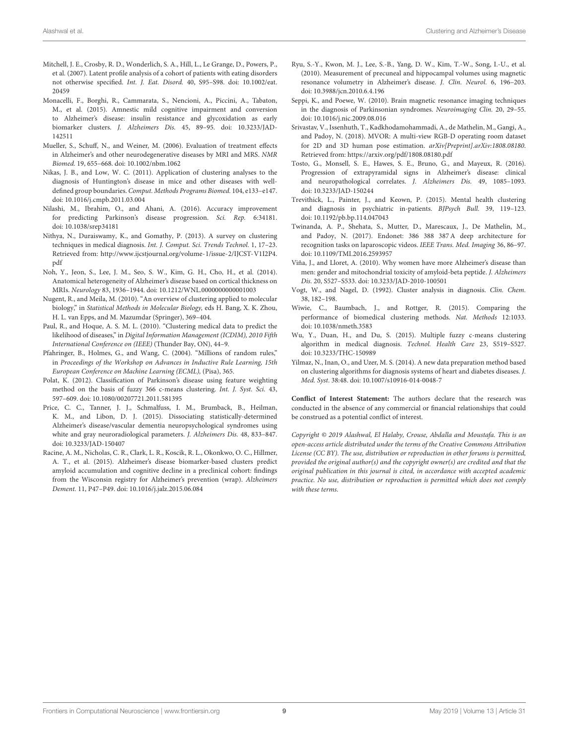Mitchell, J. E., Crosby, R. D., Wonderlich, S. A., Hill, L., Le Grange, D., Powers, P., et al. (2007). Latent profile analysis of a cohort of patients with eating disorders not otherwise specified. *Int. J. Eat. Disord.* 40, S95–S98. doi: 10.1002/eat.20459

Monacelli, F., Borghi, R., Cammarata, S., Nencioni, A., Piccini, A., Tabaton, M., et al. (2015). Amnestic mild cognitive impairment and conversion to Alzheimer's disease: insulin resistance and glycoxidation as early biomarker clusters. *J. Alzheimers Dis.* 45, 89–95. doi: 10.3233/JAD-142511

Mueller, S., Schuff, N., and Weiner, M. (2006). Evaluation of treatment effects in Alzheimer's and other neurodegenerative diseases by MRI and MRS. *NMR Biomed.* 19, 655–668. doi: 10.1002/nbm.1062

Nikas, J. B., and Low, W. C. (2011). Application of clustering analyses to the diagnosis of Huntington's disease in mice and other diseases with well-defined group boundaries. *Comput. Methods Programs Biomed.* 104, e133–e147. doi: 10.1016/j.cmpb.2011.03.004

Nilashi, M., Ibrahim, O., and Ahani, A. (2016). Accuracy improvement for predicting Parkinson's disease progression. *Sci. Rep.* 6:34181. doi: 10.1038/srep34181

Nithya, N., Duraiswamy, K., and Gomathy, P. (2013). A survey on clustering techniques in medical diagnosis. *Int. J. Comput. Sci. Trends Technol.* 1, 17–23. Retrieved from: http://www.ijcstjournal.org/volume-1/issue-2/IJCST-V1I2P4.pdf

Noh, Y., Jeon, S., Lee, J. M., Seo, S. W., Kim, G. H., Cho, H., et al. (2014). Anatomical heterogeneity of Alzheimer's disease based on cortical thickness on MRIs. *Neurology* 83, 1936–1944. doi: 10.1212/WNL.0000000000001003

Nugent, R., and Meila, M. (2010). "An overview of clustering applied to molecular biology," in *Statistical Methods in Molecular Biology*, eds H. Bang, X. K. Zhou, H. L. van Epps, and M. Mazumdar (Springer), 369–404.

Paul, R., and Hoque, A. S. M. L. (2010). "Clustering medical data to predict the likelihood of diseases," in *Digital Information Management (ICDIM), 2010 Fifth International Conference on (IEEE)* (Thunder Bay, ON), 44–9.

Pfahringer, B., Holmes, G., and Wang, C. (2004). "Millions of random rules," in *Proceedings of the Workshop on Advances in Inductive Rule Learning, 15th European Conference on Machine Learning (ECML)*, (Pisa), 365.

Polat, K. (2012). Classification of Parkinson's disease using feature weighting method on the basis of fuzzy 366 c-means clustering. *Int. J. Syst. Sci.* 43, 597–609. doi: 10.1080/00207721.2011.581395

Price, C. C., Tanner, J. J., Schmalfuss, I. M., Brumback, B., Heilman, K. M., and Libon, D. J. (2015). Dissociating statistically-determined Alzheimer's disease/vascular dementia neuropsychological syndromes using white and gray neuroradiological parameters. *J. Alzheimers Dis.* 48, 833–847. doi: 10.3233/JAD-150407

Racine, A. M., Nicholas, C. R., Clark, L. R., Koscik, R. L., Okonkwo, O. C., Hillmer, A. T., et al. (2015). Alzheimer's disease biomarker-based clusters predict amyloid accumulation and cognitive decline in a preclinical cohort: findings from the Wisconsin registry for Alzheimer's prevention (wrap). *Alzheimers Dement.* 11, P47–P49. doi: 10.1016/j.jalz.2015.06.084

Ryu, S.-Y., Kwon, M. J., Lee, S.-B., Yang, D. W., Kim, T.-W., Song, I.-U., et al. (2010). Measurement of precuneal and hippocampal volumes using magnetic resonance volumetry in Alzheimer's disease. *J. Clin. Neurol.* 6, 196–203. doi: 10.3988/jcn.2010.6.4.196

Seppi, K., and Poewe, W. (2010). Brain magnetic resonance imaging techniques in the diagnosis of Parkinsonian syndromes. *Neuroimaging Clin.* 20, 29–55. doi: 10.1016/j.nic.2009.08.016

Srivastav, V., Issenhuth, T., Kadkhodamohammadi, A., de Mathelin, M., Gangi, A., and Padoy, N. (2018). MVOR: A multi-view RGB-D operating room dataset for 2D and 3D human pose estimation. *arXiv[Preprint].arXiv:1808.08180*. Retrieved from: https://arxiv.org/pdf/1808.08180.pdf

Tosto, G., Monsell, S. E., Hawes, S. E., Bruno, G., and Mayeux, R. (2016). Progression of extrapyramidal signs in Alzheimer's disease: clinical and neuropathological correlates. *J. Alzheimers Dis.* 49, 1085–1093. doi: 10.3233/JAD-150244

Trevithick, L., Painter, J., and Keown, P. (2015). Mental health clustering and diagnosis in psychiatric in-patients. *BJPsych Bull.* 39, 119–123. doi: 10.1192/pb.bp.114.047043

Twinanda, A. P., Shehata, S., Mutter, D., Marescaux, J., De Mathelin, M., and Padoy, N. (2017). Endonet: 386 388 387 A deep architecture for recognition tasks on laparoscopic videos. *IEEE Trans. Med. Imaging* 36, 86–97. doi: 10.1109/TMI.2016.2593957

Viña, J., and Lloret, A. (2010). Why women have more Alzheimer's disease than men: gender and mitochondrial toxicity of amyloid-beta peptide. *J. Alzheimers Dis.* 20, S527–S533. doi: 10.3233/JAD-2010-100501

Vogt, W., and Nagel, D. (1992). Cluster analysis in diagnosis. *Clin. Chem.* 38, 182–198.

Wiwie, C., Baumbach, J., and Rottger, R. (2015). Comparing the performance of biomedical clustering methods. *Nat. Methods* 12:1033. doi: 10.1038/nmeth.3583

Wu, Y., Duan, H., and Du, S. (2015). Multiple fuzzy c-means clustering algorithm in medical diagnosis. *Technol. Health Care* 23, S519–S527. doi: 10.3233/THC-150989

Yilmaz, N., Inan, O., and Uzer, M. S. (2014). A new data preparation method based on clustering algorithms for diagnosis systems of heart and diabetes diseases. *J. Med. Syst.* 38:48. doi: 10.1007/s10916-014-0048-7

**Conflict of Interest Statement:** The authors declare that the research was conducted in the absence of any commercial or financial relationships that could be construed as a potential conflict of interest.

*Copyright © 2019 Alashwal, El Halaby, Crouse, Abdalla and Moustafa. This is an open-access article distributed under the terms of the Creative Commons Attribution License (CC BY). The use, distribution or reproduction in other forums is permitted, provided the original author(s) and the copyright owner(s) are credited and that the original publication in this journal is cited, in accordance with accepted academic practice. No use, distribution or reproduction is permitted which does not comply with these terms.*